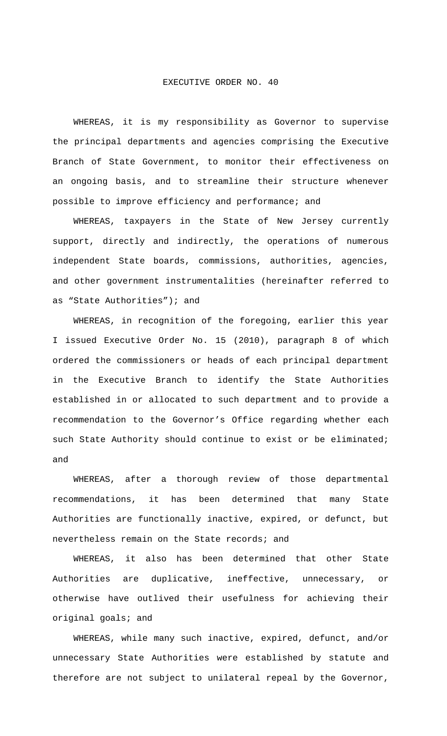# EXECUTIVE ORDER NO. 40

WHEREAS, it is my responsibility as Governor to supervise the principal departments and agencies comprising the Executive Branch of State Government, to monitor their effectiveness on an ongoing basis, and to streamline their structure whenever possible to improve efficiency and performance; and

WHEREAS, taxpayers in the State of New Jersey currently support, directly and indirectly, the operations of numerous independent State boards, commissions, authorities, agencies, and other government instrumentalities (hereinafter referred to as "State Authorities"); and

WHEREAS, in recognition of the foregoing, earlier this year I issued Executive Order No. 15 (2010), paragraph 8 of which ordered the commissioners or heads of each principal department in the Executive Branch to identify the State Authorities established in or allocated to such department and to provide a recommendation to the Governor's Office regarding whether each such State Authority should continue to exist or be eliminated; and

WHEREAS, after a thorough review of those departmental recommendations, it has been determined that many State Authorities are functionally inactive, expired, or defunct, but nevertheless remain on the State records; and

WHEREAS, it also has been determined that other State Authorities are duplicative, ineffective, unnecessary, or otherwise have outlived their usefulness for achieving their original goals; and

WHEREAS, while many such inactive, expired, defunct, and/or unnecessary State Authorities were established by statute and therefore are not subject to unilateral repeal by the Governor,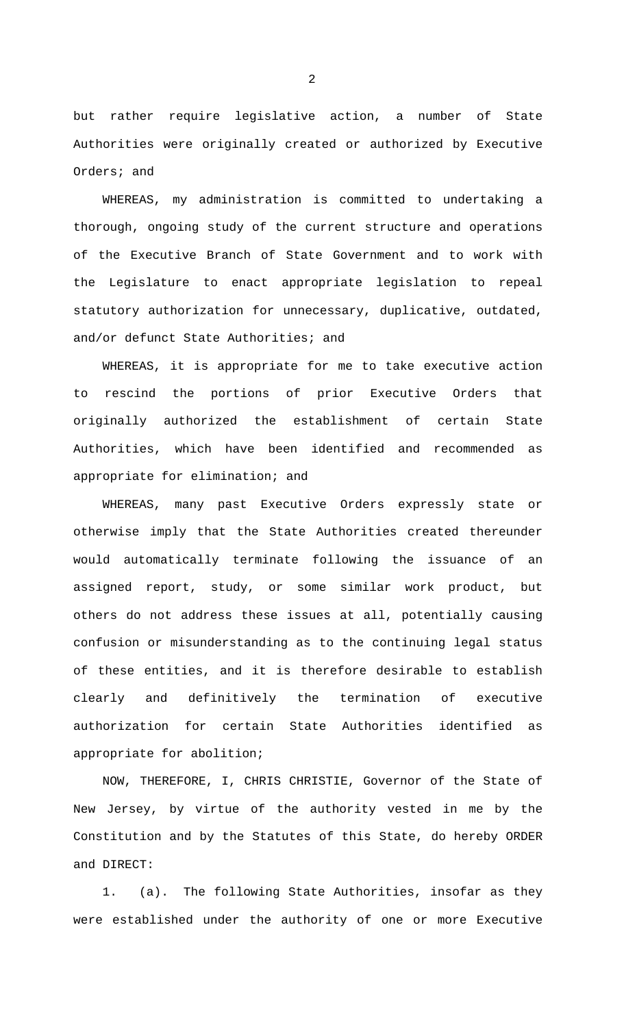but rather require legislative action, a number of State Authorities were originally created or authorized by Executive Orders; and

WHEREAS, my administration is committed to undertaking a thorough, ongoing study of the current structure and operations of the Executive Branch of State Government and to work with the Legislature to enact appropriate legislation to repeal statutory authorization for unnecessary, duplicative, outdated, and/or defunct State Authorities; and

WHEREAS, it is appropriate for me to take executive action to rescind the portions of prior Executive Orders that originally authorized the establishment of certain State Authorities, which have been identified and recommended as appropriate for elimination; and

WHEREAS, many past Executive Orders expressly state or otherwise imply that the State Authorities created thereunder would automatically terminate following the issuance of an assigned report, study, or some similar work product, but others do not address these issues at all, potentially causing confusion or misunderstanding as to the continuing legal status of these entities, and it is therefore desirable to establish clearly and definitively the termination of executive authorization for certain State Authorities identified as appropriate for abolition;

NOW, THEREFORE, I, CHRIS CHRISTIE, Governor of the State of New Jersey, by virtue of the authority vested in me by the Constitution and by the Statutes of this State, do hereby ORDER and DIRECT:

1. (a). The following State Authorities, insofar as they were established under the authority of one or more Executive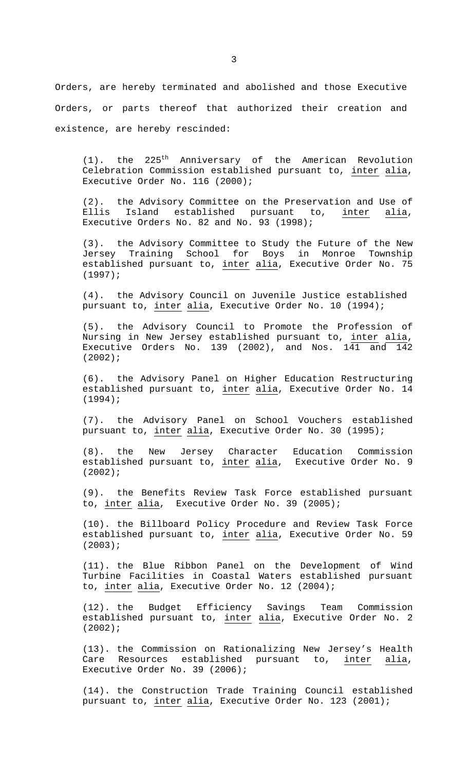Orders, are hereby terminated and abolished and those Executive Orders, or parts thereof that authorized their creation and existence, are hereby rescinded:

(1). the 225th Anniversary of the American Revolution Celebration Commission established pursuant to, inter alia, Executive Order No. 116 (2000);

(2). the Advisory Committee on the Preservation and Use of Ellis Island established pursuant to, inter alia, Executive Orders No. 82 and No. 93 (1998);

(3). the Advisory Committee to Study the Future of the New Jersey Training School for Boys in Monroe Township established pursuant to, inter alia, Executive Order No. 75 (1997);

(4). the Advisory Council on Juvenile Justice established pursuant to, inter alia, Executive Order No. 10 (1994);

(5). the Advisory Council to Promote the Profession of Nursing in New Jersey established pursuant to, inter alia, Executive Orders No. 139 (2002), and Nos. 141 and 142 (2002);

(6). the Advisory Panel on Higher Education Restructuring established pursuant to, inter alia, Executive Order No. 14 (1994);

(7). the Advisory Panel on School Vouchers established pursuant to, inter alia, Executive Order No. 30 (1995);

(8). the New Jersey Character Education Commission established pursuant to, inter alia, Executive Order No. 9 (2002);

(9). the Benefits Review Task Force established pursuant to, inter alia, Executive Order No. 39 (2005);

(10). the Billboard Policy Procedure and Review Task Force established pursuant to, inter alia, Executive Order No. 59 (2003);

(11). the Blue Ribbon Panel on the Development of Wind Turbine Facilities in Coastal Waters established pursuant to, inter alia, Executive Order No. 12 (2004);

(12). the Budget Efficiency Savings Team Commission established pursuant to, inter alia, Executive Order No. 2 (2002);

(13). the Commission on Rationalizing New Jersey's Health Care Resources established pursuant to, inter alia, Executive Order No. 39 (2006);

(14). the Construction Trade Training Council established pursuant to, inter alia, Executive Order No. 123 (2001);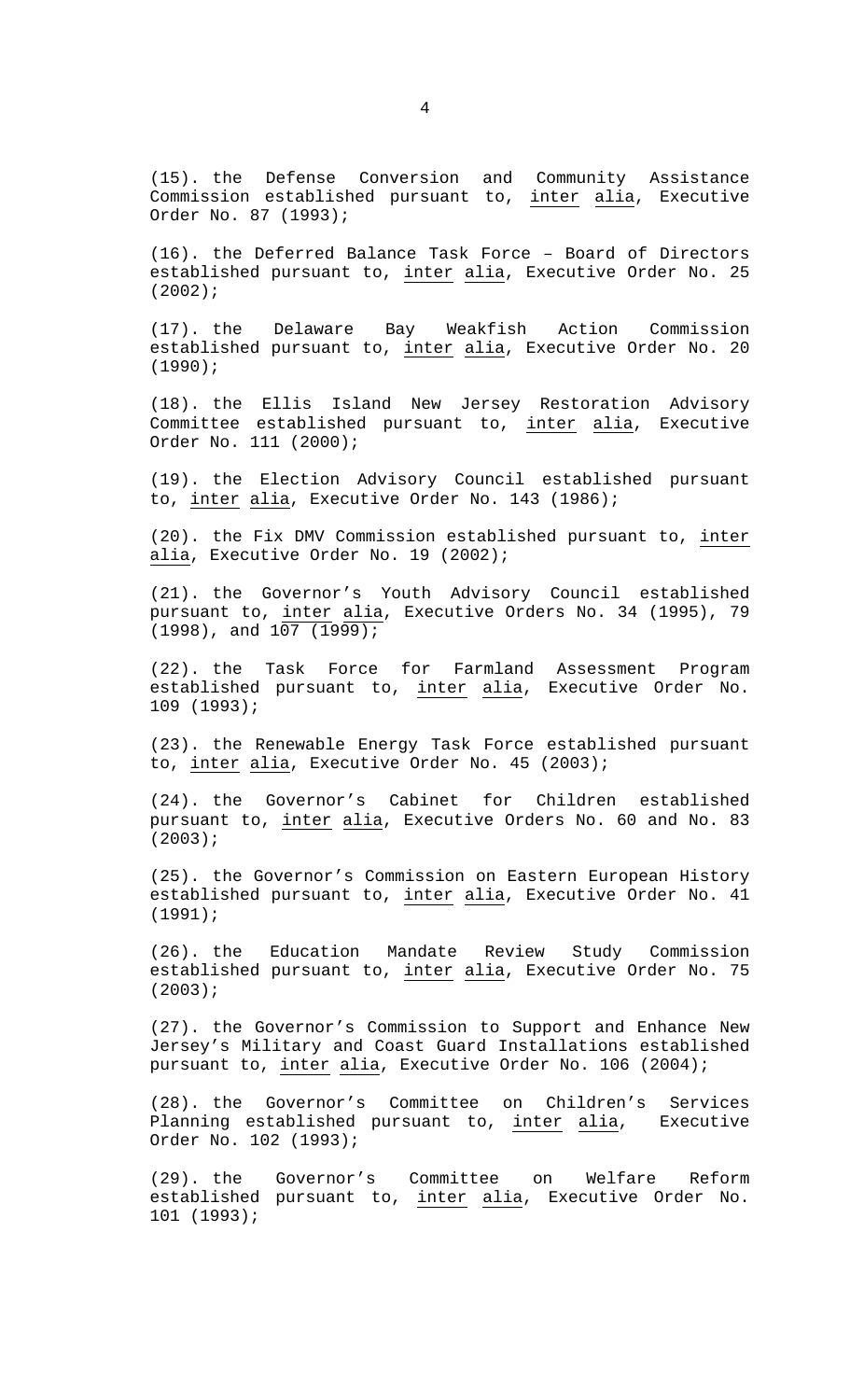(15). the Defense Conversion and Community Assistance Commission established pursuant to, inter alia, Executive Order No. 87 (1993);

(16). the Deferred Balance Task Force – Board of Directors established pursuant to, inter alia, Executive Order No. 25 (2002);

(17). the Delaware Bay Weakfish Action Commission established pursuant to, inter alia, Executive Order No. 20 (1990);

(18). the Ellis Island New Jersey Restoration Advisory Committee established pursuant to, inter alia, Executive Order No. 111 (2000);

(19). the Election Advisory Council established pursuant to, inter alia, Executive Order No. 143 (1986);

(20). the Fix DMV Commission established pursuant to, inter alia, Executive Order No. 19 (2002);

(21). the Governor's Youth Advisory Council established pursuant to, inter alia, Executive Orders No. 34 (1995), 79 (1998), and 107 (1999);

(22). the Task Force for Farmland Assessment Program established pursuant to, inter alia, Executive Order No. 109 (1993);

(23). the Renewable Energy Task Force established pursuant to, inter alia, Executive Order No. 45 (2003);

(24). the Governor's Cabinet for Children established pursuant to, inter alia, Executive Orders No. 60 and No. 83 (2003);

(25). the Governor's Commission on Eastern European History established pursuant to, inter alia, Executive Order No. 41 (1991);

(26). the Education Mandate Review Study Commission established pursuant to, inter alia, Executive Order No. 75 (2003);

(27). the Governor's Commission to Support and Enhance New Jersey's Military and Coast Guard Installations established pursuant to, inter alia, Executive Order No. 106 (2004);

(28). the Governor's Committee on Children's Services Planning established pursuant to, inter alia, Executive Order No. 102 (1993);

(29). the Governor's Committee on Welfare Reform established pursuant to, inter alia, Executive Order No. 101 (1993);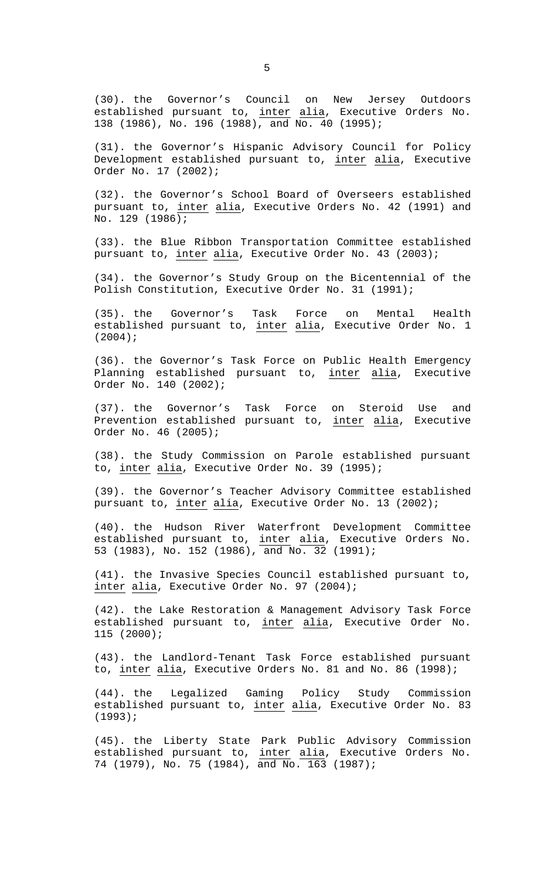(30). the Governor's Council on New Jersey Outdoors established pursuant to, inter alia, Executive Orders No. 138 (1986), No. 196 (1988), and No. 40 (1995);

(31). the Governor's Hispanic Advisory Council for Policy Development established pursuant to, inter alia, Executive Order No. 17 (2002);

(32). the Governor's School Board of Overseers established pursuant to, inter alia, Executive Orders No. 42 (1991) and No. 129 (1986);

(33). the Blue Ribbon Transportation Committee established pursuant to, inter alia, Executive Order No. 43 (2003);

(34). the Governor's Study Group on the Bicentennial of the Polish Constitution, Executive Order No. 31 (1991);

(35). the Governor's Task Force on Mental Health established pursuant to, inter alia, Executive Order No. 1 (2004);

(36). the Governor's Task Force on Public Health Emergency Planning established pursuant to, inter alia, Executive Order No. 140 (2002);

(37). the Governor's Task Force on Steroid Use and Prevention established pursuant to, inter alia, Executive Order No. 46 (2005);

(38). the Study Commission on Parole established pursuant to, inter alia, Executive Order No. 39 (1995);

(39). the Governor's Teacher Advisory Committee established pursuant to, inter alia, Executive Order No. 13 (2002);

(40). the Hudson River Waterfront Development Committee established pursuant to, inter alia, Executive Orders No. 53 (1983), No. 152 (1986), and No. 32 (1991);

(41). the Invasive Species Council established pursuant to, inter alia, Executive Order No. 97 (2004);

(42). the Lake Restoration & Management Advisory Task Force established pursuant to, inter alia, Executive Order No. 115 (2000);

(43). the Landlord-Tenant Task Force established pursuant to, inter alia, Executive Orders No. 81 and No. 86 (1998);

(44). the Legalized Gaming Policy Study Commission established pursuant to, inter alia, Executive Order No. 83 (1993);

(45). the Liberty State Park Public Advisory Commission established pursuant to, inter alia, Executive Orders No. 74 (1979), No. 75 (1984), and No. 163 (1987);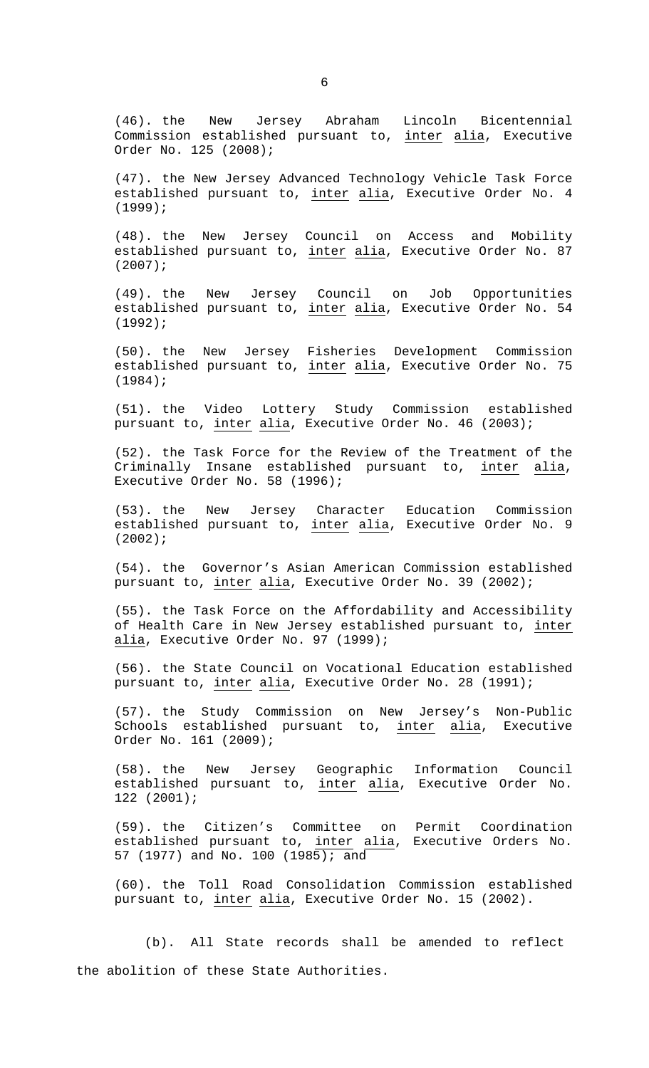(46). the New Jersey Abraham Lincoln Bicentennial Commission established pursuant to, _inter alia_, Executive Order No. 125 (2008);

(47). the New Jersey Advanced Technology Vehicle Task Force established pursuant to, _inter alia_, Executive Order No. 4 (1999);

(48). the New Jersey Council on Access and Mobility established pursuant to, _inter alia_, Executive Order No. 87 (2007);

(49). the New Jersey Council on Job Opportunities established pursuant to, _inter alia_, Executive Order No. 54 (1992);

(50). the New Jersey Fisheries Development Commission established pursuant to, _inter alia_, Executive Order No. 75 (1984);

(51). the Video Lottery Study Commission established pursuant to, _inter alia_, Executive Order No. 46 (2003);

(52). the Task Force for the Review of the Treatment of the Criminally Insane established pursuant to, _inter alia_, Executive Order No. 58 (1996);

(53). the New Jersey Character Education Commission established pursuant to, _inter alia_, Executive Order No. 9 (2002);

(54). the Governor's Asian American Commission established pursuant to, _inter alia_, Executive Order No. 39 (2002);

(55). the Task Force on the Affordability and Accessibility of Health Care in New Jersey established pursuant to, _inter alia_, Executive Order No. 97 (1999);

(56). the State Council on Vocational Education established pursuant to, _inter alia_, Executive Order No. 28 (1991);

(57). the Study Commission on New Jersey's Non-Public Schools established pursuant to, _inter alia_, Executive Order No. 161 (2009);

(58). the New Jersey Geographic Information Council established pursuant to, _inter alia_, Executive Order No. 122 (2001);

(59). the Citizen's Committee on Permit Coordination established pursuant to, _inter alia_, Executive Orders No. 57 (1977) and No. 100 (1985); and

(60). the Toll Road Consolidation Commission established pursuant to, _inter alia_, Executive Order No. 15 (2002).

(b). All State records shall be amended to reflect the abolition of these State Authorities.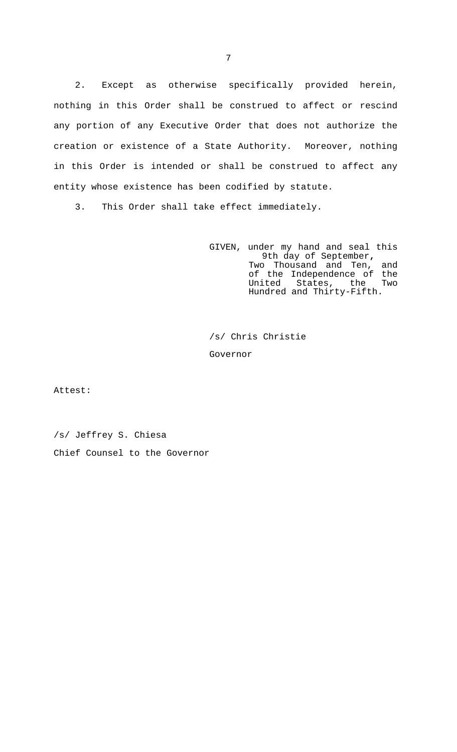2. Except as otherwise specifically provided herein, nothing in this Order shall be construed to affect or rescind any portion of any Executive Order that does not authorize the creation or existence of a State Authority. Moreover, nothing in this Order is intended or shall be construed to affect any entity whose existence has been codified by statute.

3. This Order shall take effect immediately.

GIVEN, under my hand and seal this 9th day of September, Two Thousand and Ten, and of the Independence of the United States, the Two Hundred and Thirty-Fifth.

/s/ Chris Christie

Governor

Attest:

/s/ Jeffrey S. Chiesa

Chief Counsel to the Governor